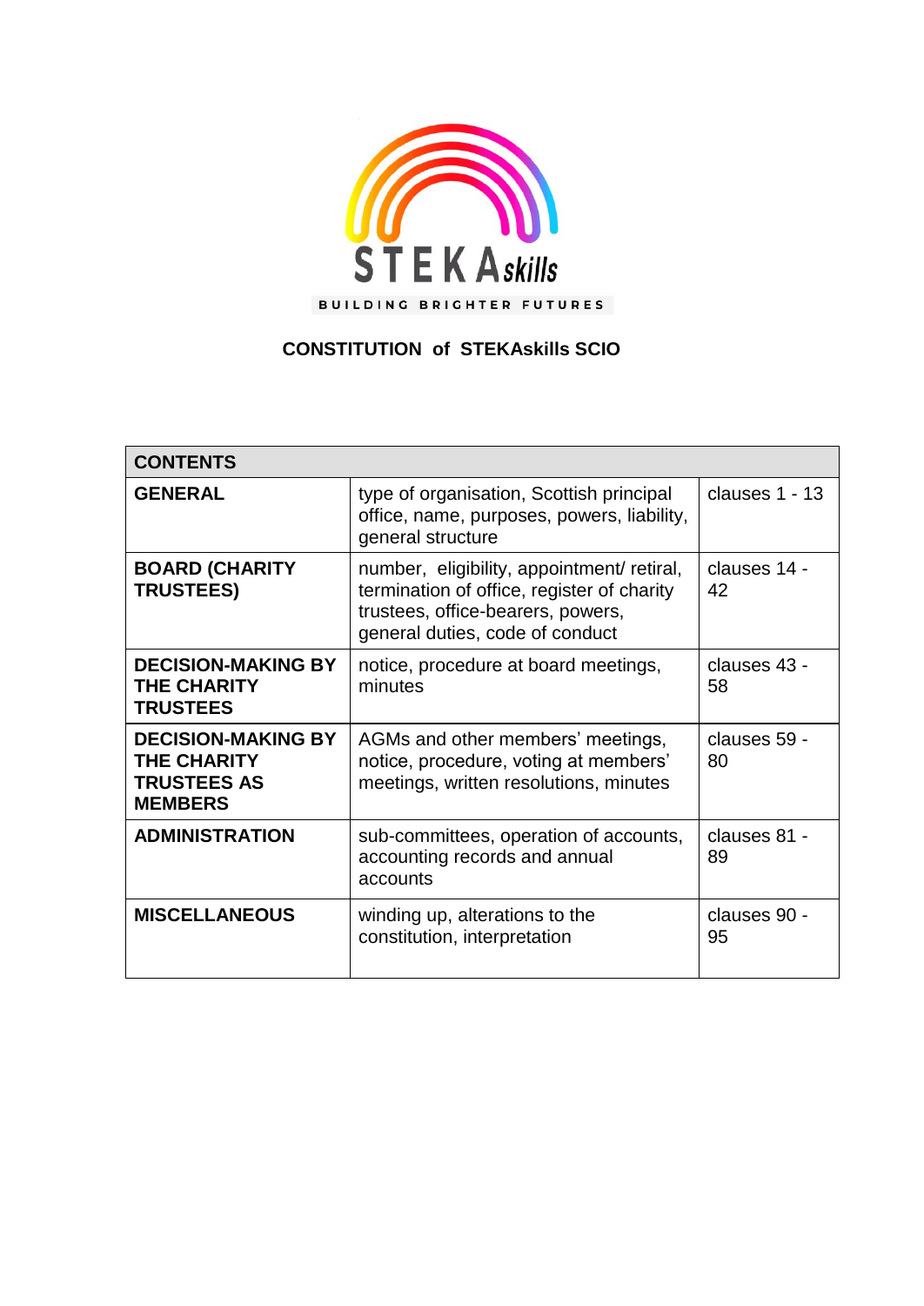STEKAskills

BUILDING BRIGHTER FUTURES

# CONSTITUTION of STEKAskills SCIO

| CONTENTS | | |
|---|---|---|
| **GENERAL** | type of organisation, Scottish principal office, name, purposes, powers, liability, general structure | clauses 1 - 13 |
| **BOARD (CHARITY TRUSTEES)** | number, eligibility, appointment/ retiral, termination of office, register of charity trustees, office-bearers, powers, general duties, code of conduct | clauses 14 - 42 |
| **DECISION-MAKING BY THE CHARITY TRUSTEES** | notice, procedure at board meetings, minutes | clauses 43 - 58 |
| **DECISION-MAKING BY THE CHARITY TRUSTEES AS MEMBERS** | AGMs and other members' meetings, notice, procedure, voting at members' meetings, written resolutions, minutes | clauses 59 - 80 |
| **ADMINISTRATION** | sub-committees, operation of accounts, accounting records and annual accounts | clauses 81 - 89 |
| **MISCELLANEOUS** | winding up, alterations to the constitution, interpretation | clauses 90 - 95 |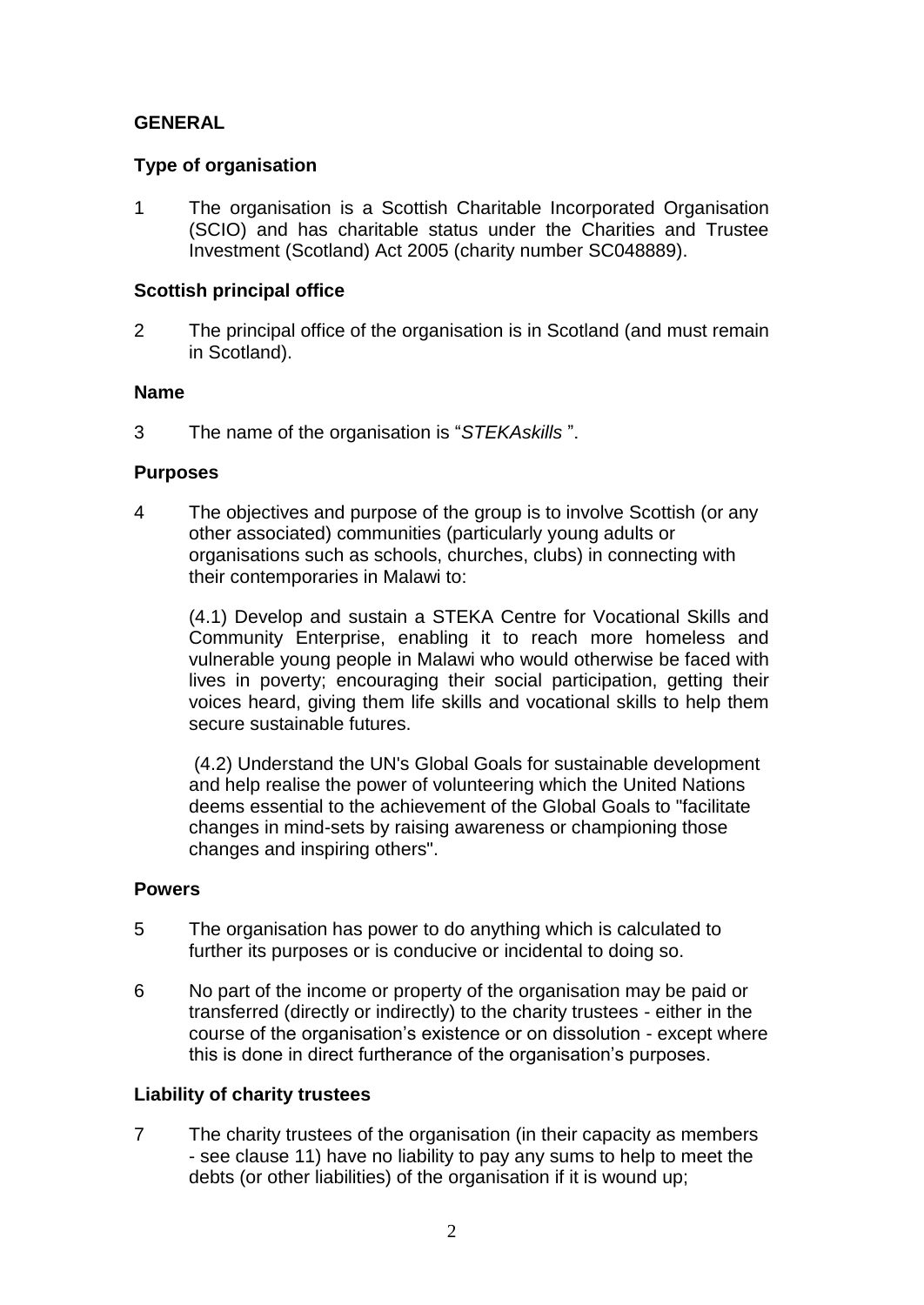**GENERAL**

**Type of organisation**

1 The organisation is a Scottish Charitable Incorporated Organisation (SCIO) and has charitable status under the Charities and Trustee Investment (Scotland) Act 2005 (charity number SC048889).

**Scottish principal office**

2 The principal office of the organisation is in Scotland (and must remain in Scotland).

**Name**

3 The name of the organisation is "*STEKAskills* ".

**Purposes**

4 The objectives and purpose of the group is to involve Scottish (or any other associated) communities (particularly young adults or organisations such as schools, churches, clubs) in connecting with their contemporaries in Malawi to:

(4.1) Develop and sustain a STEKA Centre for Vocational Skills and Community Enterprise, enabling it to reach more homeless and vulnerable young people in Malawi who would otherwise be faced with lives in poverty; encouraging their social participation, getting their voices heard, giving them life skills and vocational skills to help them secure sustainable futures.

(4.2) Understand the UN's Global Goals for sustainable development and help realise the power of volunteering which the United Nations deems essential to the achievement of the Global Goals to "facilitate changes in mind-sets by raising awareness or championing those changes and inspiring others".

**Powers**

5 The organisation has power to do anything which is calculated to further its purposes or is conducive or incidental to doing so.

6 No part of the income or property of the organisation may be paid or transferred (directly or indirectly) to the charity trustees - either in the course of the organisation's existence or on dissolution - except where this is done in direct furtherance of the organisation's purposes.

**Liability of charity trustees**

7 The charity trustees of the organisation (in their capacity as members - see clause 11) have no liability to pay any sums to help to meet the debts (or other liabilities) of the organisation if it is wound up;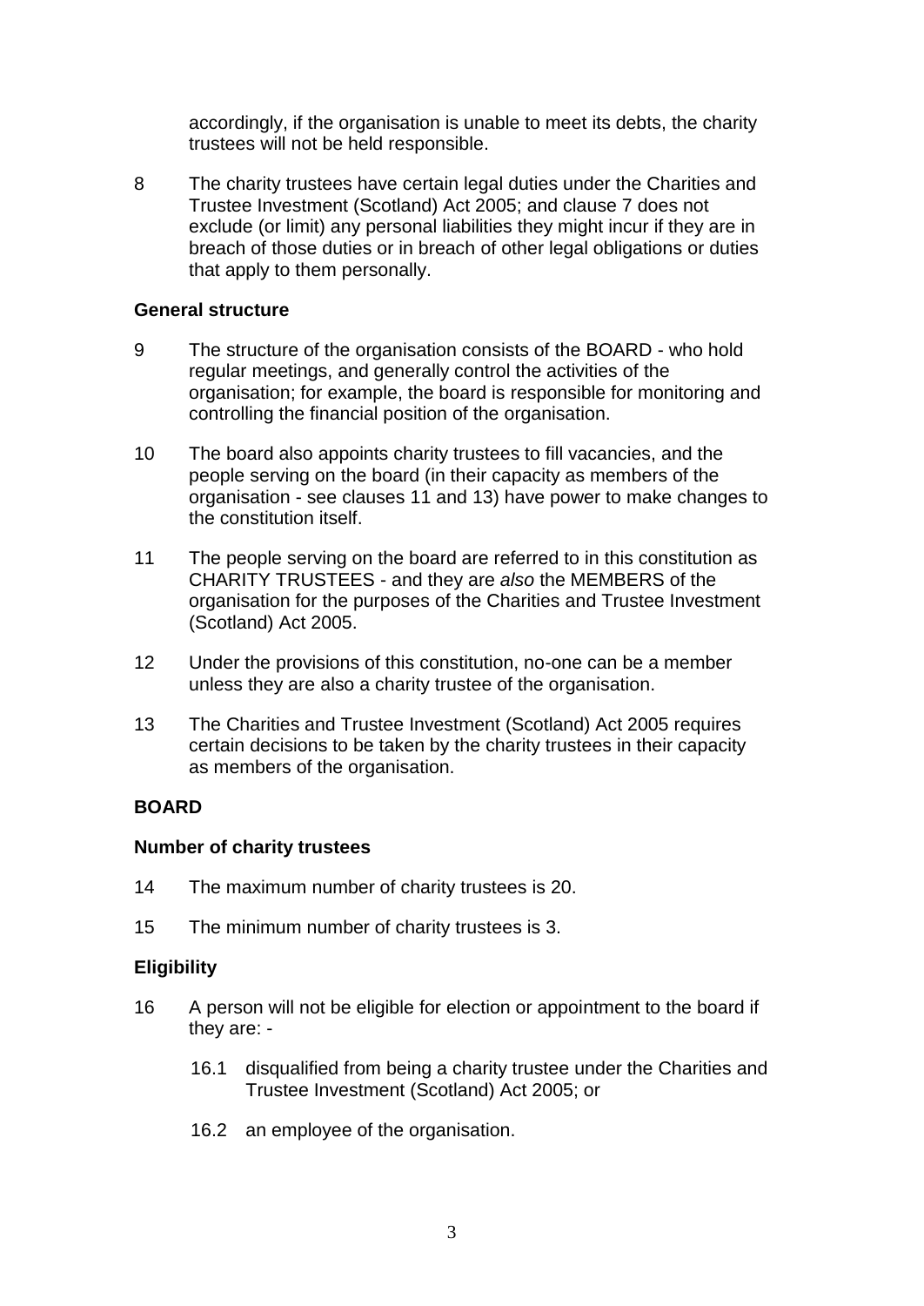accordingly, if the organisation is unable to meet its debts, the charity trustees will not be held responsible.

8 The charity trustees have certain legal duties under the Charities and Trustee Investment (Scotland) Act 2005; and clause 7 does not exclude (or limit) any personal liabilities they might incur if they are in breach of those duties or in breach of other legal obligations or duties that apply to them personally.

**General structure**

9 The structure of the organisation consists of the BOARD - who hold regular meetings, and generally control the activities of the organisation; for example, the board is responsible for monitoring and controlling the financial position of the organisation.

10 The board also appoints charity trustees to fill vacancies, and the people serving on the board (in their capacity as members of the organisation - see clauses 11 and 13) have power to make changes to the constitution itself.

11 The people serving on the board are referred to in this constitution as CHARITY TRUSTEES - and they are *also* the MEMBERS of the organisation for the purposes of the Charities and Trustee Investment (Scotland) Act 2005.

12 Under the provisions of this constitution, no-one can be a member unless they are also a charity trustee of the organisation.

13 The Charities and Trustee Investment (Scotland) Act 2005 requires certain decisions to be taken by the charity trustees in their capacity as members of the organisation.

**BOARD**

**Number of charity trustees**

14 The maximum number of charity trustees is 20.

15 The minimum number of charity trustees is 3.

**Eligibility**

16 A person will not be eligible for election or appointment to the board if they are: -

16.1 disqualified from being a charity trustee under the Charities and Trustee Investment (Scotland) Act 2005; or

16.2 an employee of the organisation.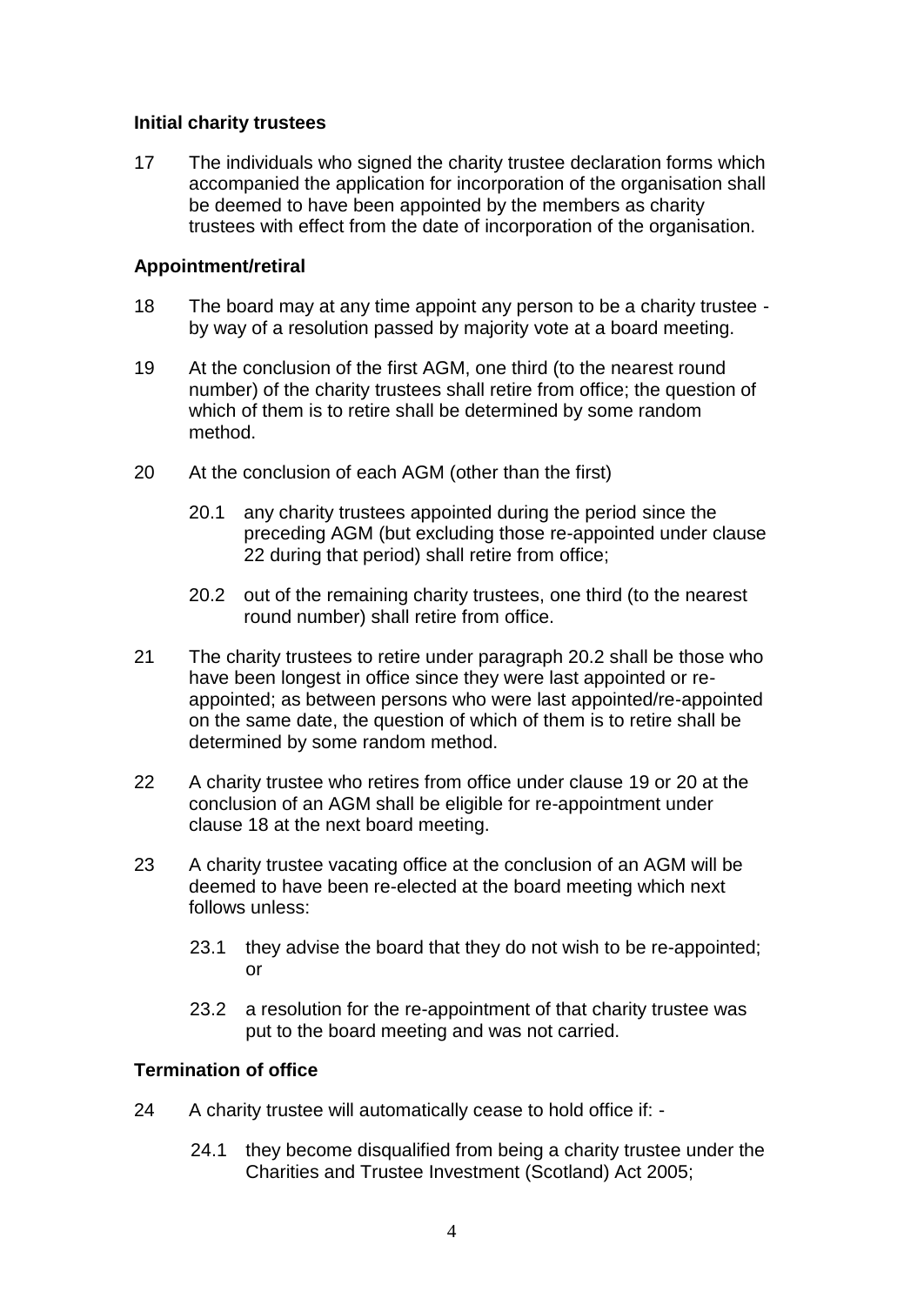**Initial charity trustees**

17 The individuals who signed the charity trustee declaration forms which accompanied the application for incorporation of the organisation shall be deemed to have been appointed by the members as charity trustees with effect from the date of incorporation of the organisation.

**Appointment/retiral**

18 The board may at any time appoint any person to be a charity trustee - by way of a resolution passed by majority vote at a board meeting.

19 At the conclusion of the first AGM, one third (to the nearest round number) of the charity trustees shall retire from office; the question of which of them is to retire shall be determined by some random method.

20 At the conclusion of each AGM (other than the first)

20.1 any charity trustees appointed during the period since the preceding AGM (but excluding those re-appointed under clause 22 during that period) shall retire from office;

20.2 out of the remaining charity trustees, one third (to the nearest round number) shall retire from office.

21 The charity trustees to retire under paragraph 20.2 shall be those who have been longest in office since they were last appointed or re-appointed; as between persons who were last appointed/re-appointed on the same date, the question of which of them is to retire shall be determined by some random method.

22 A charity trustee who retires from office under clause 19 or 20 at the conclusion of an AGM shall be eligible for re-appointment under clause 18 at the next board meeting.

23 A charity trustee vacating office at the conclusion of an AGM will be deemed to have been re-elected at the board meeting which next follows unless:

23.1 they advise the board that they do not wish to be re-appointed; or

23.2 a resolution for the re-appointment of that charity trustee was put to the board meeting and was not carried.

**Termination of office**

24 A charity trustee will automatically cease to hold office if: -

24.1 they become disqualified from being a charity trustee under the Charities and Trustee Investment (Scotland) Act 2005;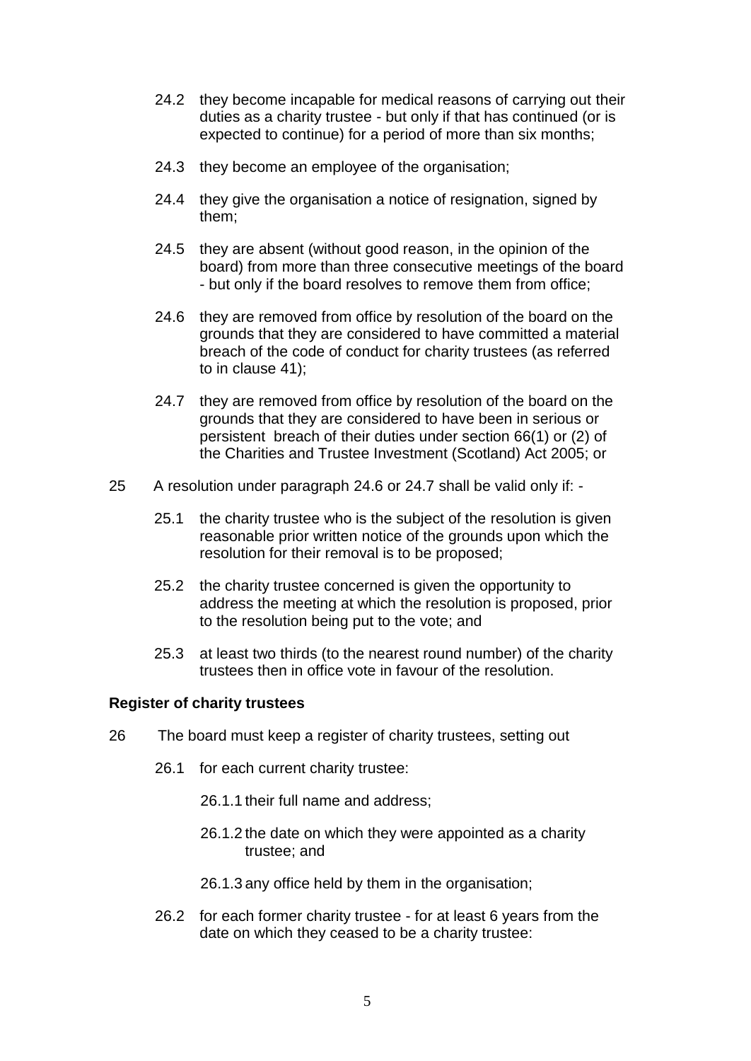24.2 they become incapable for medical reasons of carrying out their duties as a charity trustee - but only if that has continued (or is expected to continue) for a period of more than six months;

24.3 they become an employee of the organisation;

24.4 they give the organisation a notice of resignation, signed by them;

24.5 they are absent (without good reason, in the opinion of the board) from more than three consecutive meetings of the board - but only if the board resolves to remove them from office;

24.6 they are removed from office by resolution of the board on the grounds that they are considered to have committed a material breach of the code of conduct for charity trustees (as referred to in clause 41);

24.7 they are removed from office by resolution of the board on the grounds that they are considered to have been in serious or persistent breach of their duties under section 66(1) or (2) of the Charities and Trustee Investment (Scotland) Act 2005; or

25 A resolution under paragraph 24.6 or 24.7 shall be valid only if: -

25.1 the charity trustee who is the subject of the resolution is given reasonable prior written notice of the grounds upon which the resolution for their removal is to be proposed;

25.2 the charity trustee concerned is given the opportunity to address the meeting at which the resolution is proposed, prior to the resolution being put to the vote; and

25.3 at least two thirds (to the nearest round number) of the charity trustees then in office vote in favour of the resolution.

**Register of charity trustees**

26 The board must keep a register of charity trustees, setting out

26.1 for each current charity trustee:

26.1.1 their full name and address;

26.1.2 the date on which they were appointed as a charity trustee; and

26.1.3 any office held by them in the organisation;

26.2 for each former charity trustee - for at least 6 years from the date on which they ceased to be a charity trustee: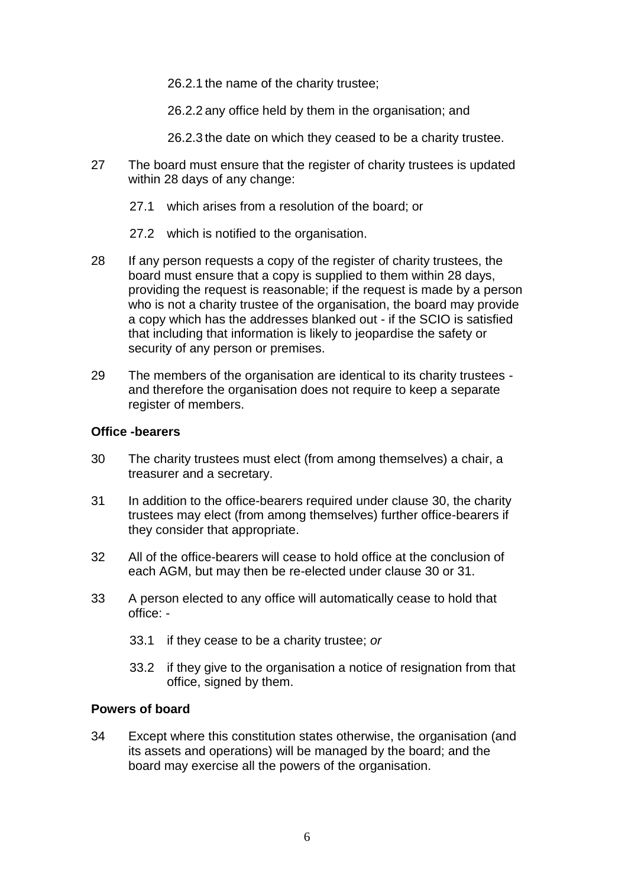26.2.1 the name of the charity trustee;

26.2.2 any office held by them in the organisation; and

26.2.3 the date on which they ceased to be a charity trustee.

27 The board must ensure that the register of charity trustees is updated within 28 days of any change:

27.1 which arises from a resolution of the board; or

27.2 which is notified to the organisation.

28 If any person requests a copy of the register of charity trustees, the board must ensure that a copy is supplied to them within 28 days, providing the request is reasonable; if the request is made by a person who is not a charity trustee of the organisation, the board may provide a copy which has the addresses blanked out - if the SCIO is satisfied that including that information is likely to jeopardise the safety or security of any person or premises.

29 The members of the organisation are identical to its charity trustees - and therefore the organisation does not require to keep a separate register of members.

**Office -bearers**

30 The charity trustees must elect (from among themselves) a chair, a treasurer and a secretary.

31 In addition to the office-bearers required under clause 30, the charity trustees may elect (from among themselves) further office-bearers if they consider that appropriate.

32 All of the office-bearers will cease to hold office at the conclusion of each AGM, but may then be re-elected under clause 30 or 31.

33 A person elected to any office will automatically cease to hold that office: -

33.1 if they cease to be a charity trustee; *or*

33.2 if they give to the organisation a notice of resignation from that office, signed by them.

**Powers of board**

34 Except where this constitution states otherwise, the organisation (and its assets and operations) will be managed by the board; and the board may exercise all the powers of the organisation.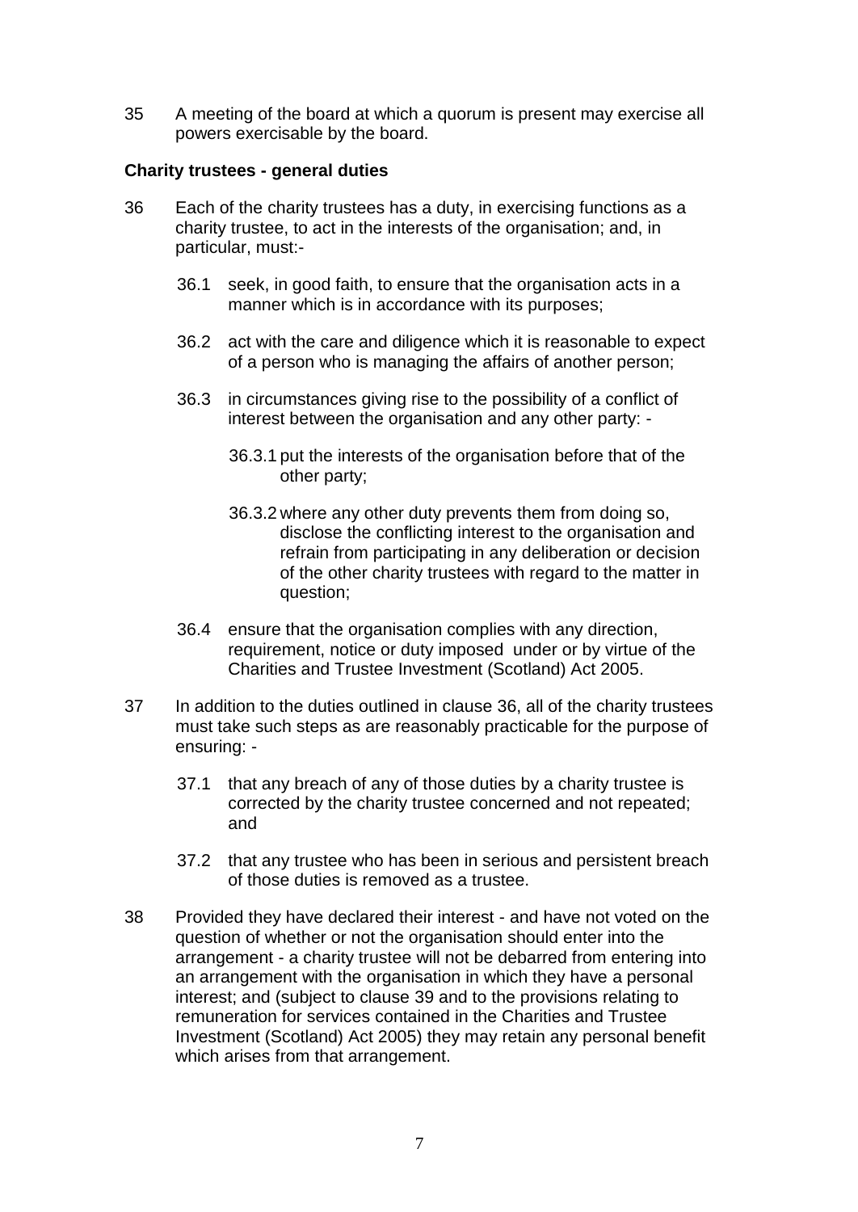35 A meeting of the board at which a quorum is present may exercise all powers exercisable by the board.

**Charity trustees - general duties**

36 Each of the charity trustees has a duty, in exercising functions as a charity trustee, to act in the interests of the organisation; and, in particular, must:-

- 36.1 seek, in good faith, to ensure that the organisation acts in a manner which is in accordance with its purposes;
- 36.2 act with the care and diligence which it is reasonable to expect of a person who is managing the affairs of another person;
- 36.3 in circumstances giving rise to the possibility of a conflict of interest between the organisation and any other party: -
  - 36.3.1 put the interests of the organisation before that of the other party;
  - 36.3.2 where any other duty prevents them from doing so, disclose the conflicting interest to the organisation and refrain from participating in any deliberation or decision of the other charity trustees with regard to the matter in question;
- 36.4 ensure that the organisation complies with any direction, requirement, notice or duty imposed under or by virtue of the Charities and Trustee Investment (Scotland) Act 2005.

37 In addition to the duties outlined in clause 36, all of the charity trustees must take such steps as are reasonably practicable for the purpose of ensuring: -

- 37.1 that any breach of any of those duties by a charity trustee is corrected by the charity trustee concerned and not repeated; and
- 37.2 that any trustee who has been in serious and persistent breach of those duties is removed as a trustee.

38 Provided they have declared their interest - and have not voted on the question of whether or not the organisation should enter into the arrangement - a charity trustee will not be debarred from entering into an arrangement with the organisation in which they have a personal interest; and (subject to clause 39 and to the provisions relating to remuneration for services contained in the Charities and Trustee Investment (Scotland) Act 2005) they may retain any personal benefit which arises from that arrangement.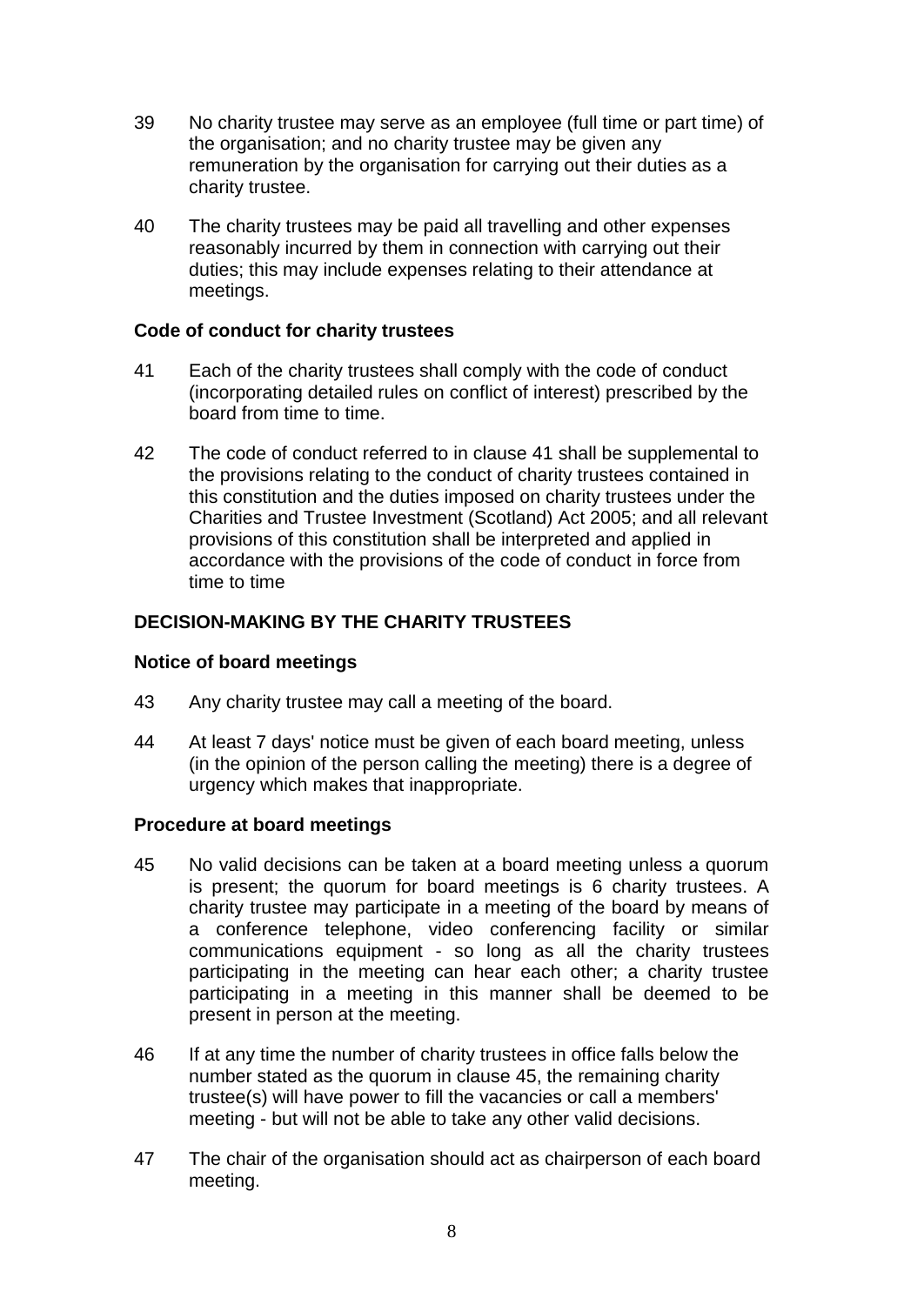39 No charity trustee may serve as an employee (full time or part time) of the organisation; and no charity trustee may be given any remuneration by the organisation for carrying out their duties as a charity trustee.

40 The charity trustees may be paid all travelling and other expenses reasonably incurred by them in connection with carrying out their duties; this may include expenses relating to their attendance at meetings.

**Code of conduct for charity trustees**

41 Each of the charity trustees shall comply with the code of conduct (incorporating detailed rules on conflict of interest) prescribed by the board from time to time.

42 The code of conduct referred to in clause 41 shall be supplemental to the provisions relating to the conduct of charity trustees contained in this constitution and the duties imposed on charity trustees under the Charities and Trustee Investment (Scotland) Act 2005; and all relevant provisions of this constitution shall be interpreted and applied in accordance with the provisions of the code of conduct in force from time to time

## DECISION-MAKING BY THE CHARITY TRUSTEES

**Notice of board meetings**

43 Any charity trustee may call a meeting of the board.

44 At least 7 days' notice must be given of each board meeting, unless (in the opinion of the person calling the meeting) there is a degree of urgency which makes that inappropriate.

**Procedure at board meetings**

45 No valid decisions can be taken at a board meeting unless a quorum is present; the quorum for board meetings is 6 charity trustees. A charity trustee may participate in a meeting of the board by means of a conference telephone, video conferencing facility or similar communications equipment - so long as all the charity trustees participating in the meeting can hear each other; a charity trustee participating in a meeting in this manner shall be deemed to be present in person at the meeting.

46 If at any time the number of charity trustees in office falls below the number stated as the quorum in clause 45, the remaining charity trustee(s) will have power to fill the vacancies or call a members' meeting - but will not be able to take any other valid decisions.

47 The chair of the organisation should act as chairperson of each board meeting.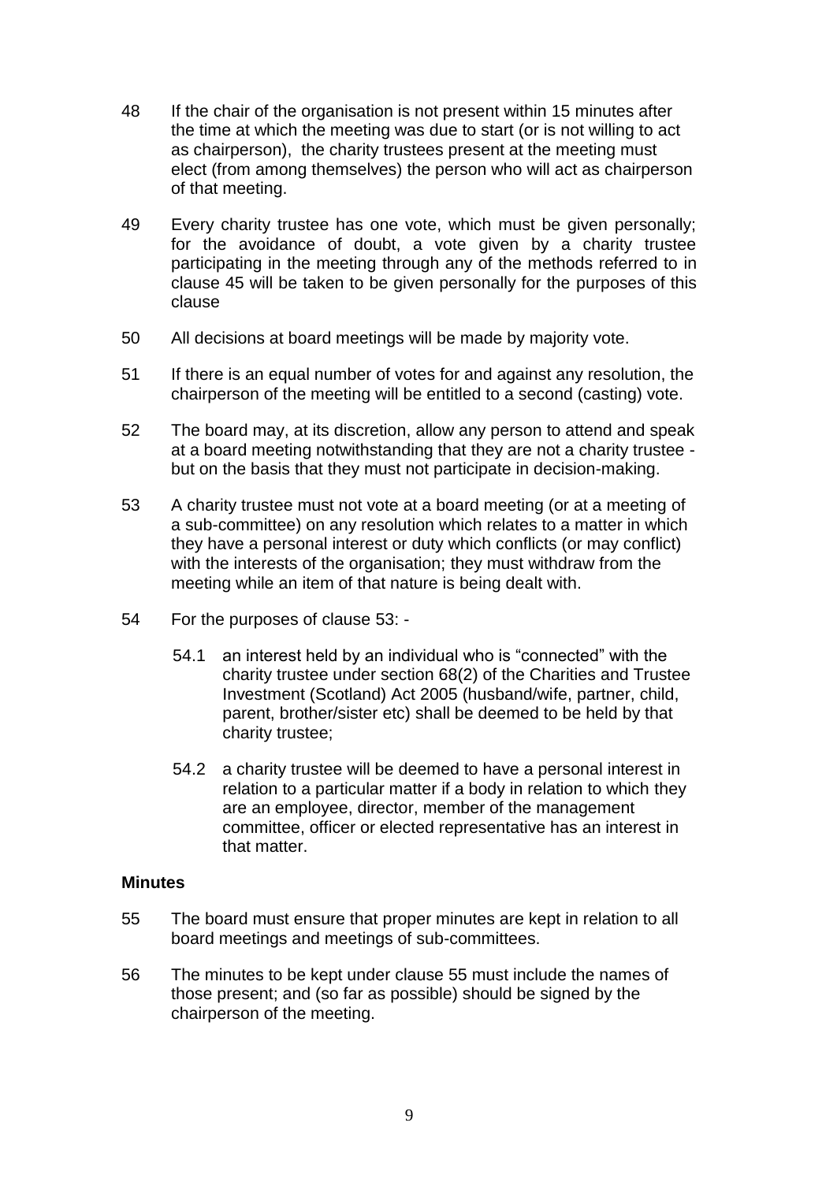48 If the chair of the organisation is not present within 15 minutes after the time at which the meeting was due to start (or is not willing to act as chairperson), the charity trustees present at the meeting must elect (from among themselves) the person who will act as chairperson of that meeting.

49 Every charity trustee has one vote, which must be given personally; for the avoidance of doubt, a vote given by a charity trustee participating in the meeting through any of the methods referred to in clause 45 will be taken to be given personally for the purposes of this clause

50 All decisions at board meetings will be made by majority vote.

51 If there is an equal number of votes for and against any resolution, the chairperson of the meeting will be entitled to a second (casting) vote.

52 The board may, at its discretion, allow any person to attend and speak at a board meeting notwithstanding that they are not a charity trustee - but on the basis that they must not participate in decision-making.

53 A charity trustee must not vote at a board meeting (or at a meeting of a sub-committee) on any resolution which relates to a matter in which they have a personal interest or duty which conflicts (or may conflict) with the interests of the organisation; they must withdraw from the meeting while an item of that nature is being dealt with.

54 For the purposes of clause 53: -

- 54.1 an interest held by an individual who is "connected" with the charity trustee under section 68(2) of the Charities and Trustee Investment (Scotland) Act 2005 (husband/wife, partner, child, parent, brother/sister etc) shall be deemed to be held by that charity trustee;
- 54.2 a charity trustee will be deemed to have a personal interest in relation to a particular matter if a body in relation to which they are an employee, director, member of the management committee, officer or elected representative has an interest in that matter.

**Minutes**

55 The board must ensure that proper minutes are kept in relation to all board meetings and meetings of sub-committees.

56 The minutes to be kept under clause 55 must include the names of those present; and (so far as possible) should be signed by the chairperson of the meeting.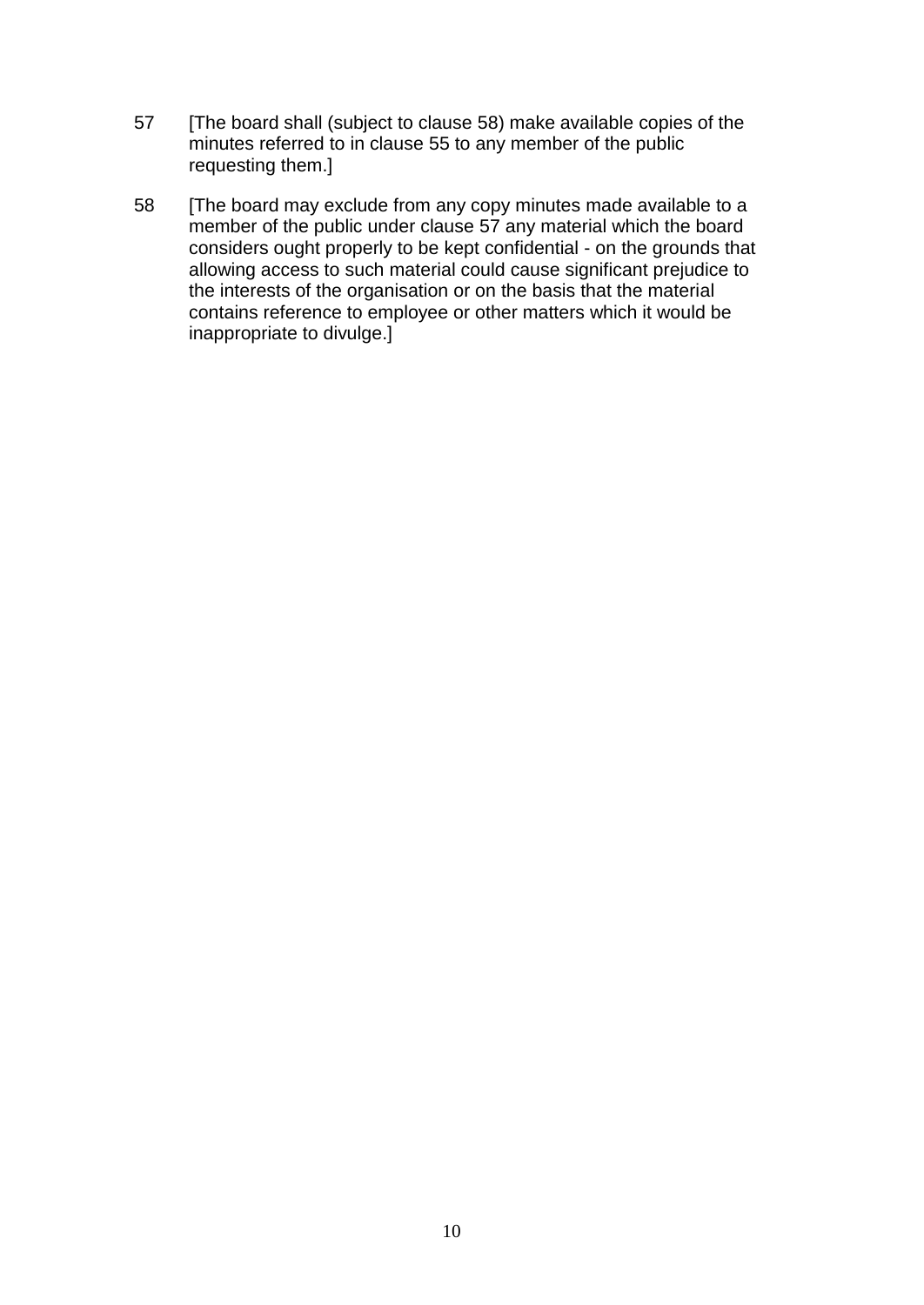57 [The board shall (subject to clause 58) make available copies of the minutes referred to in clause 55 to any member of the public requesting them.]

58 [The board may exclude from any copy minutes made available to a member of the public under clause 57 any material which the board considers ought properly to be kept confidential - on the grounds that allowing access to such material could cause significant prejudice to the interests of the organisation or on the basis that the material contains reference to employee or other matters which it would be inappropriate to divulge.]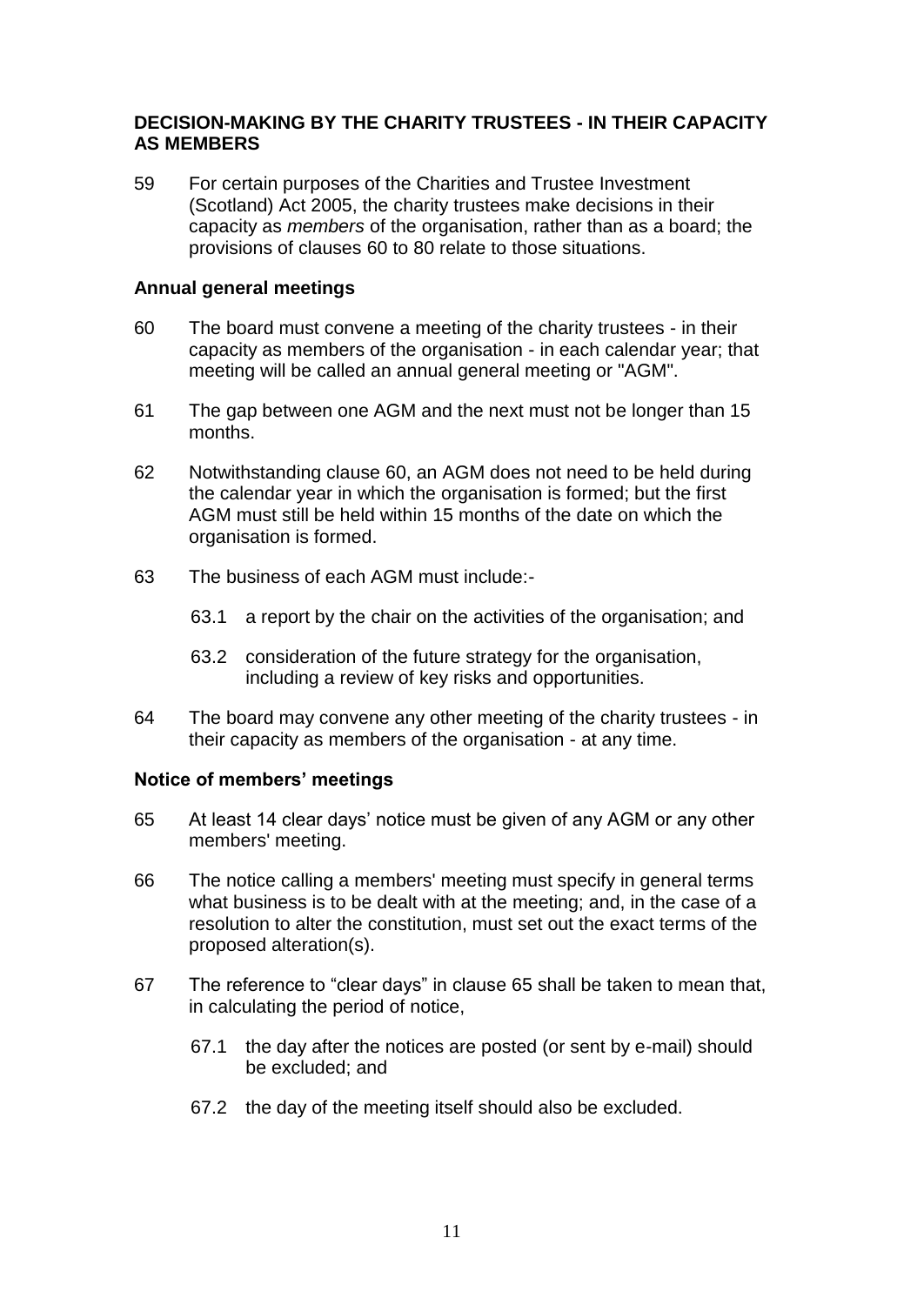## DECISION-MAKING BY THE CHARITY TRUSTEES - IN THEIR CAPACITY AS MEMBERS

59 For certain purposes of the Charities and Trustee Investment (Scotland) Act 2005, the charity trustees make decisions in their capacity as *members* of the organisation, rather than as a board; the provisions of clauses 60 to 80 relate to those situations.

### Annual general meetings

60 The board must convene a meeting of the charity trustees - in their capacity as members of the organisation - in each calendar year; that meeting will be called an annual general meeting or "AGM".

61 The gap between one AGM and the next must not be longer than 15 months.

62 Notwithstanding clause 60, an AGM does not need to be held during the calendar year in which the organisation is formed; but the first AGM must still be held within 15 months of the date on which the organisation is formed.

63 The business of each AGM must include:-

- 63.1 a report by the chair on the activities of the organisation; and
- 63.2 consideration of the future strategy for the organisation, including a review of key risks and opportunities.

64 The board may convene any other meeting of the charity trustees - in their capacity as members of the organisation - at any time.

### Notice of members' meetings

65 At least 14 clear days' notice must be given of any AGM or any other members' meeting.

66 The notice calling a members' meeting must specify in general terms what business is to be dealt with at the meeting; and, in the case of a resolution to alter the constitution, must set out the exact terms of the proposed alteration(s).

67 The reference to "clear days" in clause 65 shall be taken to mean that, in calculating the period of notice,

- 67.1 the day after the notices are posted (or sent by e-mail) should be excluded; and
- 67.2 the day of the meeting itself should also be excluded.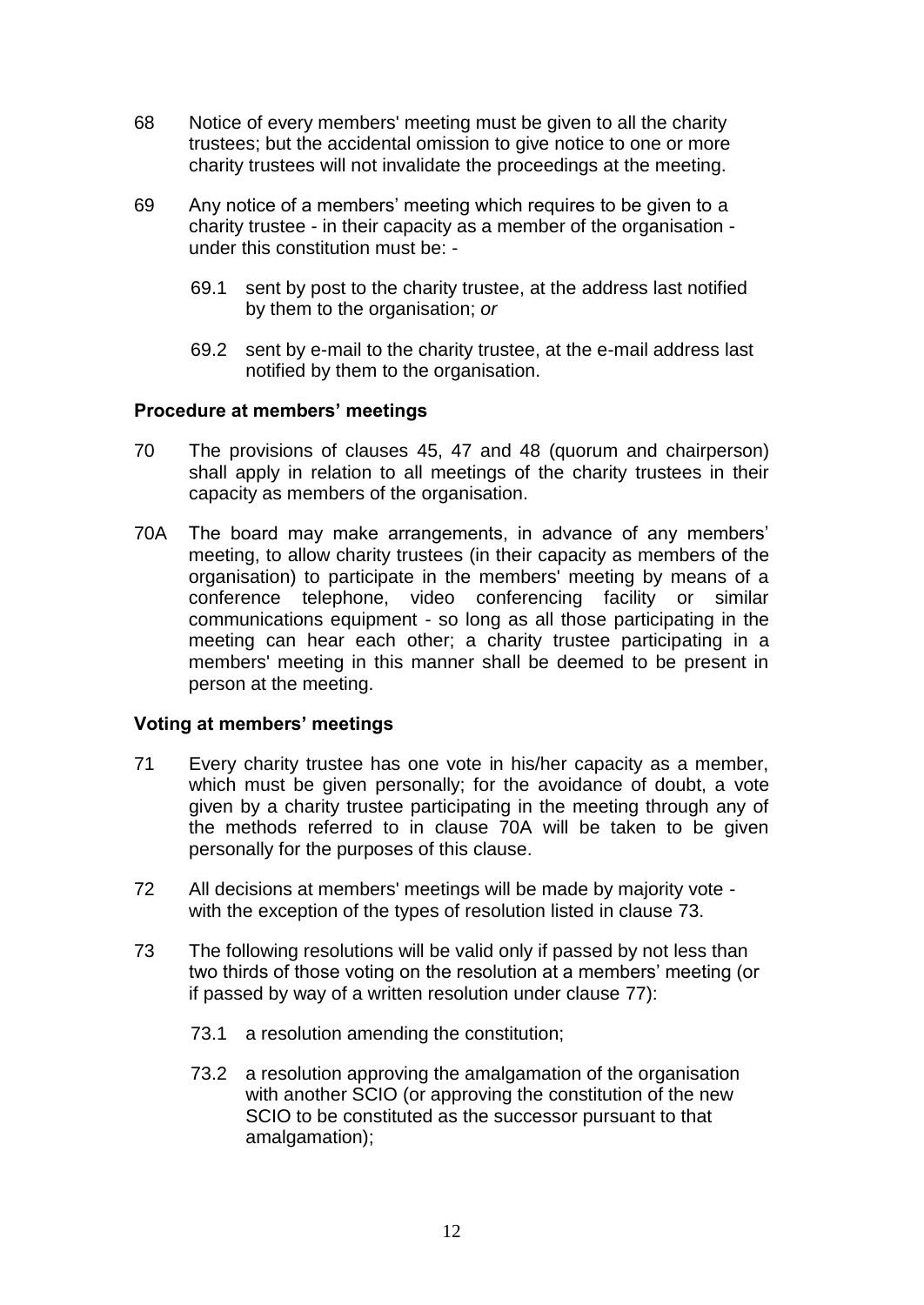68 Notice of every members' meeting must be given to all the charity trustees; but the accidental omission to give notice to one or more charity trustees will not invalidate the proceedings at the meeting.

69 Any notice of a members' meeting which requires to be given to a charity trustee - in their capacity as a member of the organisation - under this constitution must be: -

69.1 sent by post to the charity trustee, at the address last notified by them to the organisation; *or*

69.2 sent by e-mail to the charity trustee, at the e-mail address last notified by them to the organisation.

**Procedure at members' meetings**

70 The provisions of clauses 45, 47 and 48 (quorum and chairperson) shall apply in relation to all meetings of the charity trustees in their capacity as members of the organisation.

70A The board may make arrangements, in advance of any members' meeting, to allow charity trustees (in their capacity as members of the organisation) to participate in the members' meeting by means of a conference telephone, video conferencing facility or similar communications equipment - so long as all those participating in the meeting can hear each other; a charity trustee participating in a members' meeting in this manner shall be deemed to be present in person at the meeting.

**Voting at members' meetings**

71 Every charity trustee has one vote in his/her capacity as a member, which must be given personally; for the avoidance of doubt, a vote given by a charity trustee participating in the meeting through any of the methods referred to in clause 70A will be taken to be given personally for the purposes of this clause.

72 All decisions at members' meetings will be made by majority vote - with the exception of the types of resolution listed in clause 73.

73 The following resolutions will be valid only if passed by not less than two thirds of those voting on the resolution at a members' meeting (or if passed by way of a written resolution under clause 77):

73.1 a resolution amending the constitution;

73.2 a resolution approving the amalgamation of the organisation with another SCIO (or approving the constitution of the new SCIO to be constituted as the successor pursuant to that amalgamation);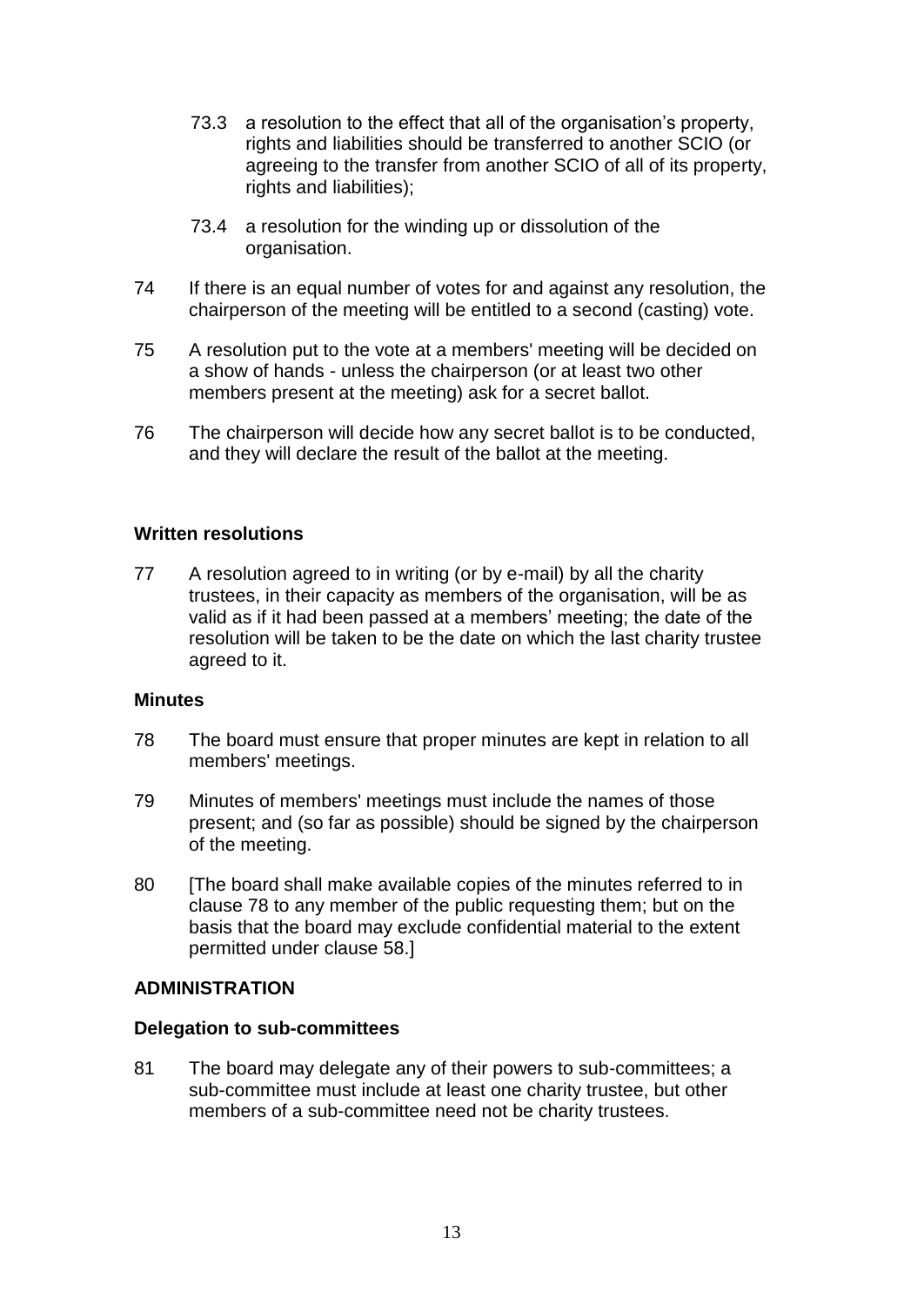73.3 a resolution to the effect that all of the organisation's property, rights and liabilities should be transferred to another SCIO (or agreeing to the transfer from another SCIO of all of its property, rights and liabilities);

73.4 a resolution for the winding up or dissolution of the organisation.

74 If there is an equal number of votes for and against any resolution, the chairperson of the meeting will be entitled to a second (casting) vote.

75 A resolution put to the vote at a members' meeting will be decided on a show of hands - unless the chairperson (or at least two other members present at the meeting) ask for a secret ballot.

76 The chairperson will decide how any secret ballot is to be conducted, and they will declare the result of the ballot at the meeting.

**Written resolutions**

77 A resolution agreed to in writing (or by e-mail) by all the charity trustees, in their capacity as members of the organisation, will be as valid as if it had been passed at a members' meeting; the date of the resolution will be taken to be the date on which the last charity trustee agreed to it.

**Minutes**

78 The board must ensure that proper minutes are kept in relation to all members' meetings.

79 Minutes of members' meetings must include the names of those present; and (so far as possible) should be signed by the chairperson of the meeting.

80 [The board shall make available copies of the minutes referred to in clause 78 to any member of the public requesting them; but on the basis that the board may exclude confidential material to the extent permitted under clause 58.]

**ADMINISTRATION**

**Delegation to sub-committees**

81 The board may delegate any of their powers to sub-committees; a sub-committee must include at least one charity trustee, but other members of a sub-committee need not be charity trustees.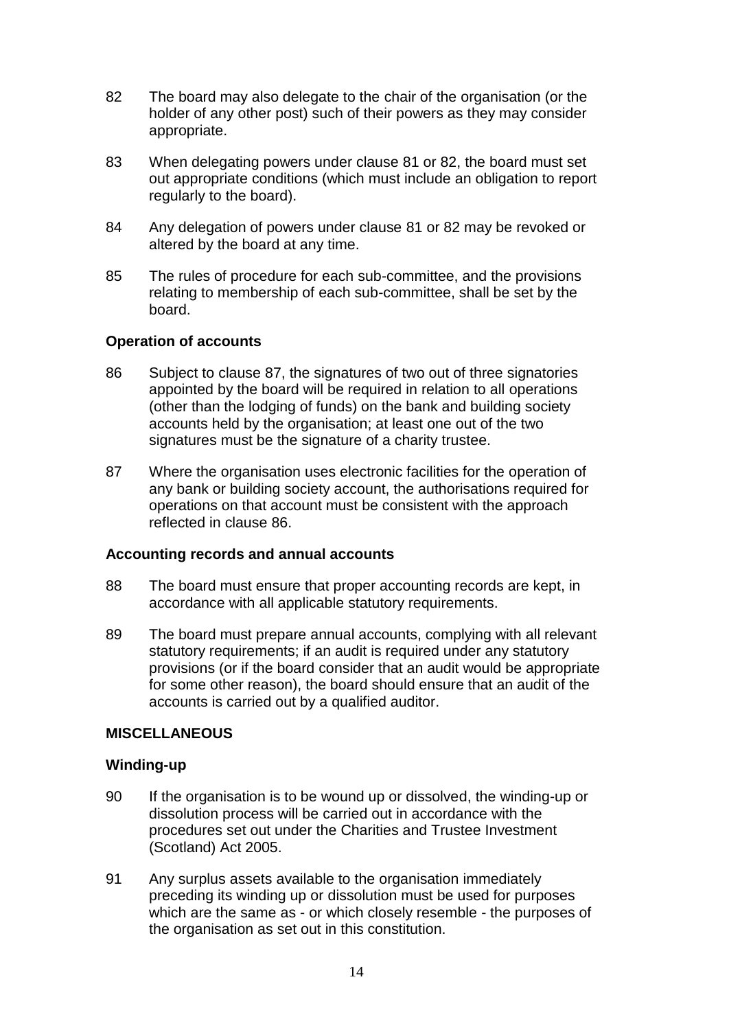82 The board may also delegate to the chair of the organisation (or the holder of any other post) such of their powers as they may consider appropriate.

83 When delegating powers under clause 81 or 82, the board must set out appropriate conditions (which must include an obligation to report regularly to the board).

84 Any delegation of powers under clause 81 or 82 may be revoked or altered by the board at any time.

85 The rules of procedure for each sub-committee, and the provisions relating to membership of each sub-committee, shall be set by the board.

**Operation of accounts**

86 Subject to clause 87, the signatures of two out of three signatories appointed by the board will be required in relation to all operations (other than the lodging of funds) on the bank and building society accounts held by the organisation; at least one out of the two signatures must be the signature of a charity trustee.

87 Where the organisation uses electronic facilities for the operation of any bank or building society account, the authorisations required for operations on that account must be consistent with the approach reflected in clause 86.

**Accounting records and annual accounts**

88 The board must ensure that proper accounting records are kept, in accordance with all applicable statutory requirements.

89 The board must prepare annual accounts, complying with all relevant statutory requirements; if an audit is required under any statutory provisions (or if the board consider that an audit would be appropriate for some other reason), the board should ensure that an audit of the accounts is carried out by a qualified auditor.

**MISCELLANEOUS**

**Winding-up**

90 If the organisation is to be wound up or dissolved, the winding-up or dissolution process will be carried out in accordance with the procedures set out under the Charities and Trustee Investment (Scotland) Act 2005.

91 Any surplus assets available to the organisation immediately preceding its winding up or dissolution must be used for purposes which are the same as - or which closely resemble - the purposes of the organisation as set out in this constitution.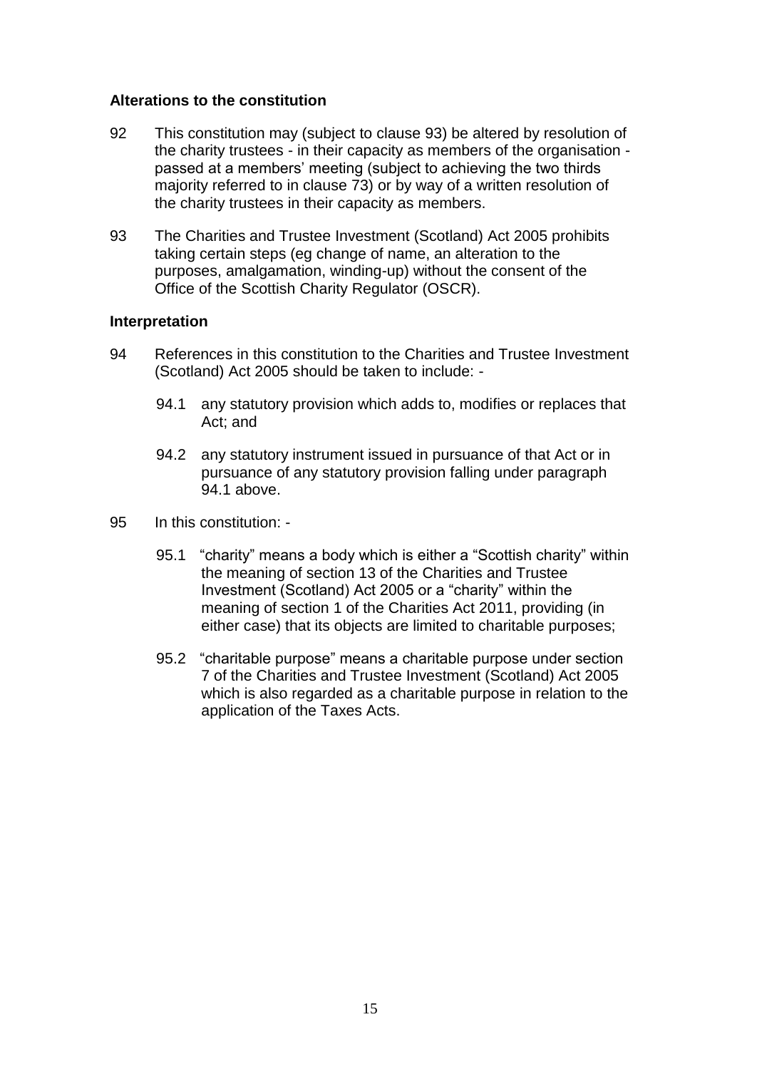**Alterations to the constitution**

92 This constitution may (subject to clause 93) be altered by resolution of the charity trustees - in their capacity as members of the organisation - passed at a members' meeting (subject to achieving the two thirds majority referred to in clause 73) or by way of a written resolution of the charity trustees in their capacity as members.

93 The Charities and Trustee Investment (Scotland) Act 2005 prohibits taking certain steps (eg change of name, an alteration to the purposes, amalgamation, winding-up) without the consent of the Office of the Scottish Charity Regulator (OSCR).

**Interpretation**

94 References in this constitution to the Charities and Trustee Investment (Scotland) Act 2005 should be taken to include: -

94.1 any statutory provision which adds to, modifies or replaces that Act; and

94.2 any statutory instrument issued in pursuance of that Act or in pursuance of any statutory provision falling under paragraph 94.1 above.

95 In this constitution: -

95.1 "charity" means a body which is either a "Scottish charity" within the meaning of section 13 of the Charities and Trustee Investment (Scotland) Act 2005 or a "charity" within the meaning of section 1 of the Charities Act 2011, providing (in either case) that its objects are limited to charitable purposes;

95.2 "charitable purpose" means a charitable purpose under section 7 of the Charities and Trustee Investment (Scotland) Act 2005 which is also regarded as a charitable purpose in relation to the application of the Taxes Acts.